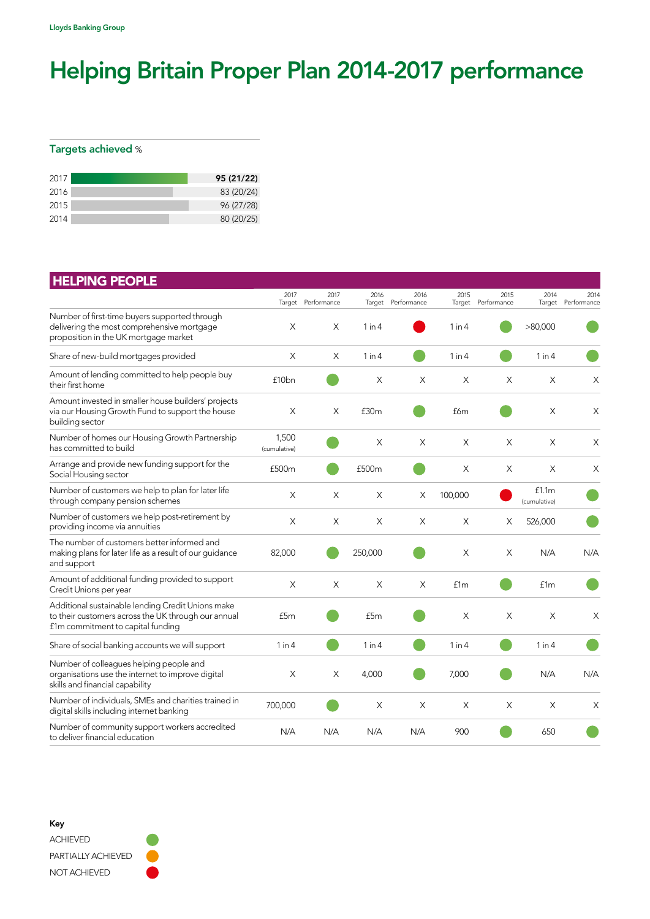# Helping Britain Proper Plan 2014-2017 performance

## Targets achieved %

| Year | Targets achieved % |
|---|---|
| 2017 | **95 (21/22)** |
| 2016 | 83 (20/24) |
| 2015 | 96 (27/28) |
| 2014 | 80 (20/25) |

## HELPING PEOPLE

| | 2017 Target | 2017 Performance | 2016 Target | 2016 Performance | 2015 Target | 2015 Performance | 2014 Target | 2014 Performance |
|---|---|---|---|---|---|---|---|---|
| Number of first-time buyers supported through delivering the most comprehensive mortgage proposition in the UK mortgage market | X | X | 1 in 4 | NOT ACHIEVED | 1 in 4 | ACHIEVED | >80,000 | ACHIEVED |
| Share of new-build mortgages provided | X | X | 1 in 4 | ACHIEVED | 1 in 4 | ACHIEVED | 1 in 4 | ACHIEVED |
| Amount of lending committed to help people buy their first home | £10bn | ACHIEVED | X | X | X | X | X | X |
| Amount invested in smaller house builders' projects via our Housing Growth Fund to support the house building sector | X | X | £30m | ACHIEVED | £6m | ACHIEVED | X | X |
| Number of homes our Housing Growth Partnership has committed to build | 1,500 (cumulative) | ACHIEVED | X | X | X | X | X | X |
| Arrange and provide new funding support for the Social Housing sector | £500m | ACHIEVED | £500m | ACHIEVED | X | X | X | X |
| Number of customers we help to plan for later life through company pension schemes | X | X | X | X | 100,000 | NOT ACHIEVED | £1.1m (cumulative) | ACHIEVED |
| Number of customers we help post-retirement by providing income via annuities | X | X | X | X | X | X | 526,000 | ACHIEVED |
| The number of customers better informed and making plans for later life as a result of our guidance and support | 82,000 | ACHIEVED | 250,000 | ACHIEVED | X | X | N/A | N/A |
| Amount of additional funding provided to support Credit Unions per year | X | X | X | X | £1m | ACHIEVED | £1m | ACHIEVED |
| Additional sustainable lending Credit Unions make to their customers across the UK through our annual £1m commitment to capital funding | £5m | ACHIEVED | £5m | ACHIEVED | X | X | X | X |
| Share of social banking accounts we will support | 1 in 4 | ACHIEVED | 1 in 4 | ACHIEVED | 1 in 4 | ACHIEVED | 1 in 4 | ACHIEVED |
| Number of colleagues helping people and organisations use the internet to improve digital skills and financial capability | X | X | 4,000 | ACHIEVED | 7,000 | ACHIEVED | N/A | N/A |
| Number of individuals, SMEs and charities trained in digital skills including internet banking | 700,000 | ACHIEVED | X | X | X | X | X | X |
| Number of community support workers accredited to deliver financial education | N/A | N/A | N/A | N/A | 900 | ACHIEVED | 650 | ACHIEVED |

**Key**

- ACHIEVED
- PARTIALLY ACHIEVED
- NOT ACHIEVED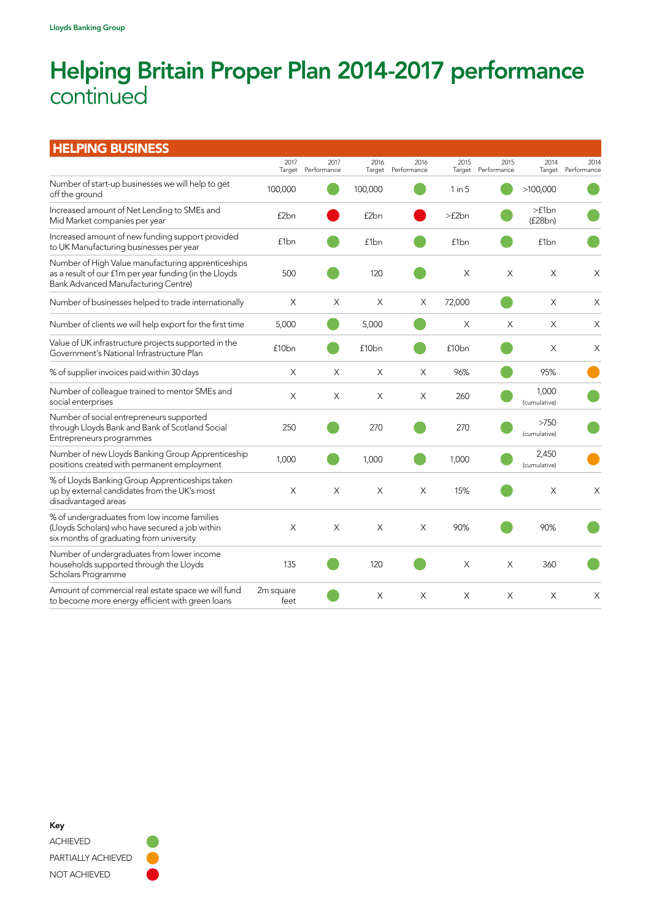# Helping Britain Proper Plan 2014-2017 performance continued

## HELPING BUSINESS

| | 2017 Target | 2017 Performance | 2016 Target | 2016 Performance | 2015 Target | 2015 Performance | 2014 Target | 2014 Performance |
|---|---|---|---|---|---|---|---|---|
| Number of start-up businesses we will help to get off the ground | 100,000 | ACHIEVED | 100,000 | ACHIEVED | 1 in 5 | ACHIEVED | >100,000 | ACHIEVED |
| Increased amount of Net Lending to SMEs and Mid Market companies per year | £2bn | NOT ACHIEVED | £2bn | NOT ACHIEVED | >£2bn | ACHIEVED | >£1bn (£28bn) | ACHIEVED |
| Increased amount of new funding support provided to UK Manufacturing businesses per year | £1bn | ACHIEVED | £1bn | ACHIEVED | £1bn | ACHIEVED | £1bn | ACHIEVED |
| Number of High Value manufacturing apprenticeships as a result of our £1m per year funding (in the Lloyds Bank Advanced Manufacturing Centre) | 500 | ACHIEVED | 120 | ACHIEVED | X | X | X | X |
| Number of businesses helped to trade internationally | X | X | X | X | 72,000 | ACHIEVED | X | X |
| Number of clients we will help export for the first time | 5,000 | ACHIEVED | 5,000 | ACHIEVED | X | X | X | X |
| Value of UK infrastructure projects supported in the Government's National Infrastructure Plan | £10bn | ACHIEVED | £10bn | ACHIEVED | £10bn | ACHIEVED | X | X |
| % of supplier invoices paid within 30 days | X | X | X | X | 96% | ACHIEVED | 95% | PARTIALLY ACHIEVED |
| Number of colleague trained to mentor SMEs and social enterprises | X | X | X | X | 260 | ACHIEVED | 1,000 (cumulative) | ACHIEVED |
| Number of social entrepreneurs supported through Lloyds Bank and Bank of Scotland Social Entrepreneurs programmes | 250 | ACHIEVED | 270 | ACHIEVED | 270 | ACHIEVED | >750 (cumulative) | ACHIEVED |
| Number of new Lloyds Banking Group Apprenticeship positions created with permanent employment | 1,000 | ACHIEVED | 1,000 | ACHIEVED | 1,000 | ACHIEVED | 2,450 (cumulative) | PARTIALLY ACHIEVED |
| % of Lloyds Banking Group Apprenticeships taken up by external candidates from the UK's most disadvantaged areas | X | X | X | X | 15% | ACHIEVED | X | X |
| % of undergraduates from low income families (Lloyds Scholars) who have secured a job within six months of graduating from university | X | X | X | X | 90% | ACHIEVED | 90% | ACHIEVED |
| Number of undergraduates from lower income households supported through the Lloyds Scholars Programme | 135 | ACHIEVED | 120 | ACHIEVED | X | X | 360 | ACHIEVED |
| Amount of commercial real estate space we will fund to become more energy efficient with green loans | 2m square feet | ACHIEVED | X | X | X | X | X | X |

**Key**

- ACHIEVED
- PARTIALLY ACHIEVED
- NOT ACHIEVED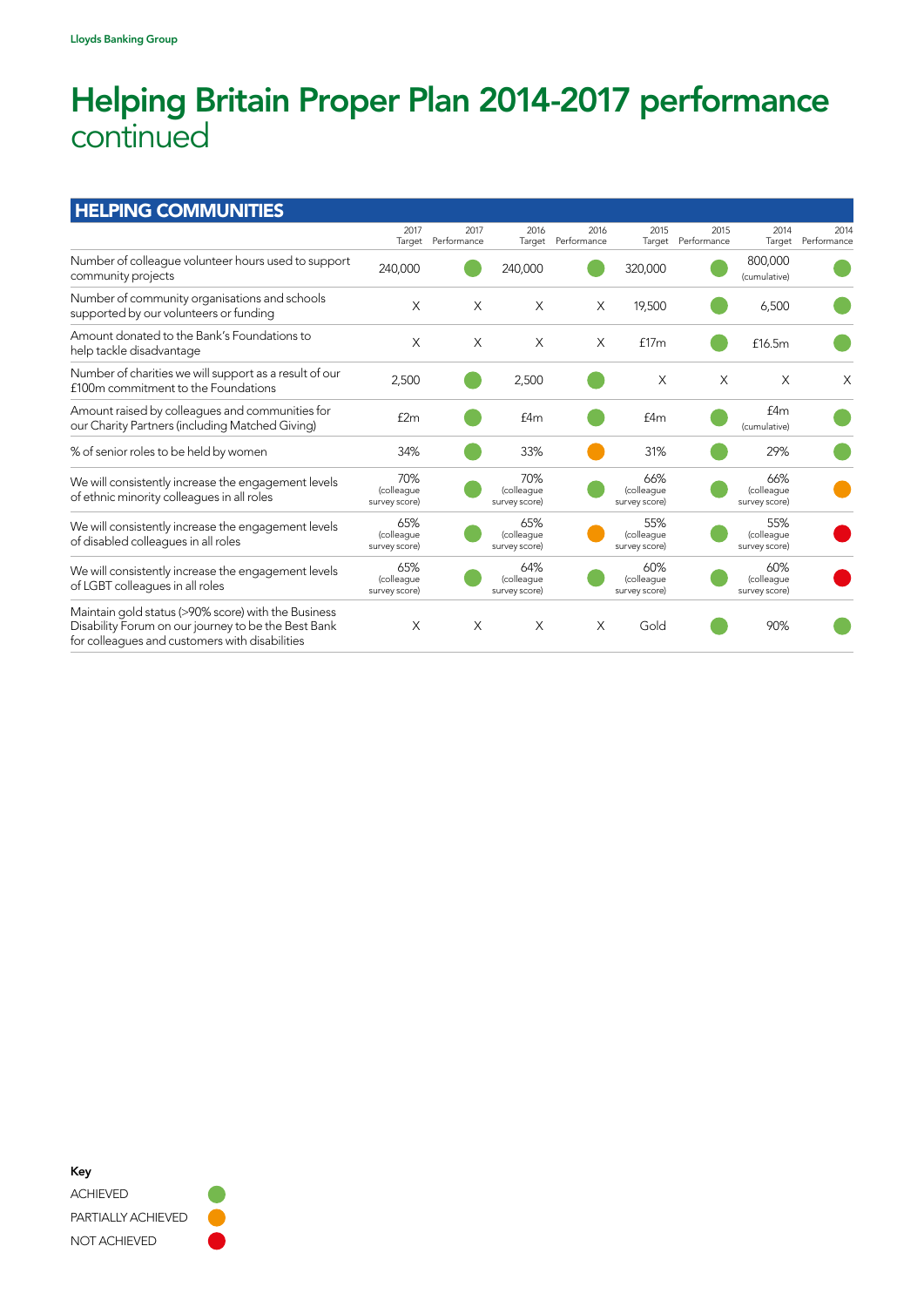**Lloyds Banking Group**

# Helping Britain Proper Plan 2014-2017 performance
continued

## HELPING COMMUNITIES

| | 2017 Target | 2017 Performance | 2016 Target | 2016 Performance | 2015 Target | 2015 Performance | 2014 Target | 2014 Performance |
|---|---|---|---|---|---|---|---|---|
| Number of colleague volunteer hours used to support community projects | 240,000 | ACHIEVED | 240,000 | ACHIEVED | 320,000 | ACHIEVED | 800,000 (cumulative) | ACHIEVED |
| Number of community organisations and schools supported by our volunteers or funding | X | X | X | X | 19,500 | ACHIEVED | 6,500 | ACHIEVED |
| Amount donated to the Bank's Foundations to help tackle disadvantage | X | X | X | X | £17m | ACHIEVED | £16.5m | ACHIEVED |
| Number of charities we will support as a result of our £100m commitment to the Foundations | 2,500 | ACHIEVED | 2,500 | ACHIEVED | X | X | X | X |
| Amount raised by colleagues and communities for our Charity Partners (including Matched Giving) | £2m | ACHIEVED | £4m | ACHIEVED | £4m | ACHIEVED | £4m (cumulative) | ACHIEVED |
| % of senior roles to be held by women | 34% | ACHIEVED | 33% | PARTIALLY ACHIEVED | 31% | ACHIEVED | 29% | ACHIEVED |
| We will consistently increase the engagement levels of ethnic minority colleagues in all roles | 70% (colleague survey score) | ACHIEVED | 70% (colleague survey score) | ACHIEVED | 66% (colleague survey score) | ACHIEVED | 66% (colleague survey score) | PARTIALLY ACHIEVED |
| We will consistently increase the engagement levels of disabled colleagues in all roles | 65% (colleague survey score) | ACHIEVED | 65% (colleague survey score) | PARTIALLY ACHIEVED | 55% (colleague survey score) | ACHIEVED | 55% (colleague survey score) | NOT ACHIEVED |
| We will consistently increase the engagement levels of LGBT colleagues in all roles | 65% (colleague survey score) | ACHIEVED | 64% (colleague survey score) | ACHIEVED | 60% (colleague survey score) | ACHIEVED | 60% (colleague survey score) | NOT ACHIEVED |
| Maintain gold status (>90% score) with the Business Disability Forum on our journey to be the Best Bank for colleagues and customers with disabilities | X | X | X | X | Gold | ACHIEVED | 90% | ACHIEVED |

**Key**

ACHIEVED

PARTIALLY ACHIEVED

NOT ACHIEVED